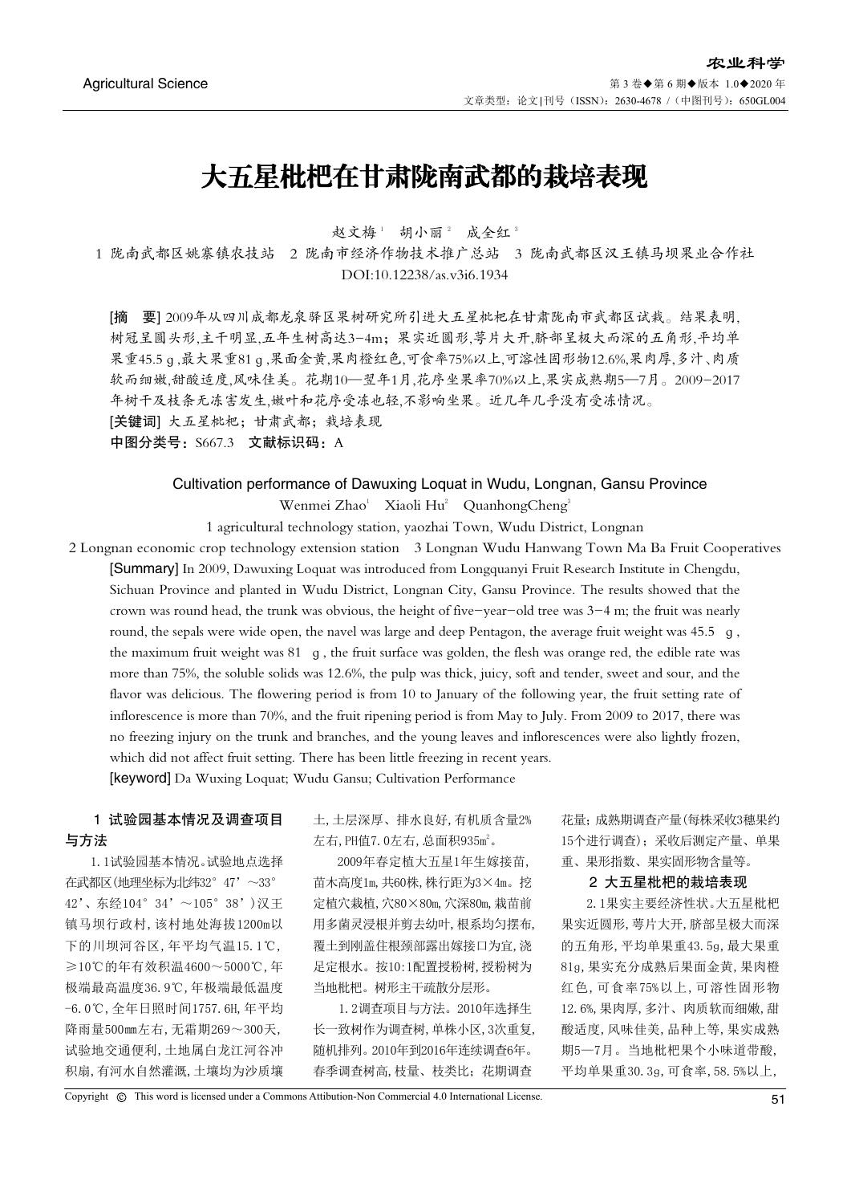# 大五星枇杷在甘肃陇南武都的栽培表现

赵文梅[1]　胡小丽[2]　成全红[3]

1 陇南武都区姚寨镇农技站　2 陇南市经济作物技术推广总站　3 陇南武都区汉王镇马坝果业合作社

DOI:10.12238/as.v3i6.1934

**[摘　要]** 2009年从四川成都龙泉驿区果树研究所引进大五星枇杷在甘肃陇南市武都区试栽。结果表明，树冠呈圆头形，主干明显，五年生树高达3-4m；果实近圆形，萼片大开，脐部呈极大而深的五角形，平均单果重45.5 g，最大果重81 g，果面金黄，果肉橙红色，可食率75%以上，可溶性固形物12.6%，果肉厚，多汁、肉质软而细嫩，甜酸适度，风味佳美。花期10—翌年1月，花序坐果率70%以上，果实成熟期5—7月。2009-2017年树干及枝条无冻害发生，嫩叶和花序受冻也轻，不影响坐果。近几年几乎没有受冻情况。

**[关键词]** 大五星枇杷；甘肃武都；栽培表现

**中图分类号：** S667.3　**文献标识码：** A

## Cultivation performance of Dawuxing Loquat in Wudu, Longnan, Gansu Province

Wenmei Zhao[1]　Xiaoli Hu[2]　QuanhongCheng[3]

1 agricultural technology station, yaozhai Town, Wudu District, Longnan

2 Longnan economic crop technology extension station　3 Longnan Wudu Hanwang Town Ma Ba Fruit Cooperatives

**[Summary]** In 2009, Dawuxing Loquat was introduced from Longquanyi Fruit Research Institute in Chengdu, Sichuan Province and planted in Wudu District, Longnan City, Gansu Province. The results showed that the crown was round head, the trunk was obvious, the height of five-year-old tree was 3-4 m; the fruit was nearly round, the sepals were wide open, the navel was large and deep Pentagon, the average fruit weight was 45.5 g, the maximum fruit weight was 81 g, the fruit surface was golden, the flesh was orange red, the edible rate was more than 75%, the soluble solids was 12.6%, the pulp was thick, juicy, soft and tender, sweet and sour, and the flavor was delicious. The flowering period is from 10 to January of the following year, the fruit setting rate of inflorescence is more than 70%, and the fruit ripening period is from May to July. From 2009 to 2017, there was no freezing injury on the trunk and branches, and the young leaves and inflorescences were also lightly frozen, which did not affect fruit setting. There has been little freezing in recent years.

**[keyword]** Da Wuxing Loquat; Wudu Gansu; Cultivation Performance

### 1 试验园基本情况及调查项目与方法

1.1试验园基本情况。试验地点选择在武都区(地理坐标为北纬32°47’～33°42’、东经104°34’～105°38’)汉王镇马坝行政村，该村地处海拔1200m以下的川坝河谷区，年平均气温15.1℃，≥10℃的年有效积温4600～5000℃，年极端最高温度36.9℃，年极端最低温度-6.0℃，全年日照时间1757.6H，年平均降雨量500㎜左右，无霜期269～300天，试验地交通便利，土地属白龙江河谷冲积扇，有河水自然灌溉，土壤均为沙质壤土，土层深厚、排水良好，有机质含量2%左右，PH值7.0左右，总面积935m²。

2009年春定植大五星1年生嫁接苗，苗木高度1m，共60株，株行距为3×4m。挖定植穴栽植，穴80×80m，穴深80m，栽苗前用多菌灵浸根并剪去幼叶，根系均匀摆布，覆土到刚盖住根颈部露出嫁接口为宜，浇足定根水。按10:1配置授粉树，授粉树为当地枇杷。树形主干疏散分层形。

1.2调查项目与方法。2010年选择生长一致树作为调查树，单株小区，3次重复，随机排列。2010年到2016年连续调查6年。春季调查树高，枝量、枝类比；花期调查花量；成熟期调查产量(每株采收3穗果约15个进行调查)；采收后测定产量、单果重、果形指数、果实固形物含量等。

### 2 大五星枇杷的栽培表现

2.1果实主要经济性状。大五星枇杷果实近圆形，萼片大开，脐部呈极大而深的五角形，平均单果重43.5g，最大果重81g，果实充分成熟后果面金黄，果肉橙红色，可食率75%以上，可溶性固形物12.6%，果肉厚，多汁、肉质软而细嫩，甜酸适度，风味佳美，品种上等，果实成熟期5—7月。当地枇杷果个小味道带酸，平均单果重30.3g，可食率，58.5%以上，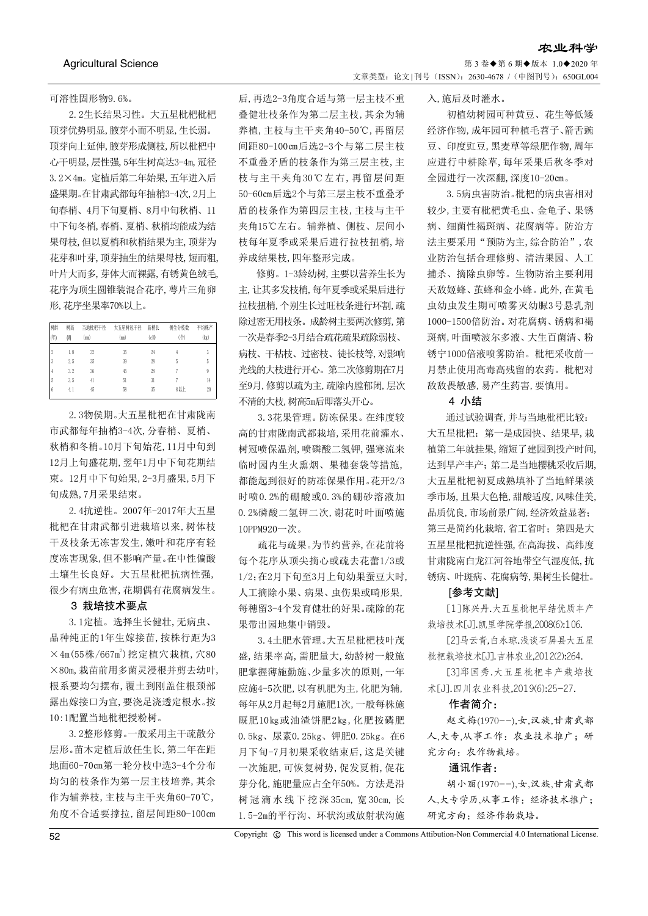可溶性固形物9.6%。

2.2生长结果习性。大五星枇杷枇杷顶芽优势明显,腋芽小而不明显,生长弱。顶芽向上延伸,腋芽形成侧枝,所以枇杷中心干明显,层性强,5年生树高达3-4m,冠径3.2×4m。定植后第二年始果,五年进入后盛果期。在甘肃武都每年抽梢3-4次,2月上旬春梢、4月下旬夏梢、8月中旬秋梢、11中下旬冬梢,春梢、夏梢、秋梢均能成为结果母枝,但以夏梢和秋梢结果为主,顶芽为花芽和叶芽,顶芽抽生的结果母枝,短而粗,叶片大而多,芽体大而裸露,有锈黄色绒毛,花序为顶生圆锥装混合花序,萼片三角卵形,花序坐果率70%以上。

| 树龄(年) | 树高(m) | 当地枇杷干径(mm) | 大五星树冠干径(mm) | 新梢长(cm) | 侧生分枝数(个) | 平均株产(kg) |
| --- | --- | --- | --- | --- | --- | --- |
| 2 | 1.8 | 32 | 35 | 24 | 4 | 3 |
| 3 | 2.5 | 35 | 39 | 28 | 5 | 5 |
| 4 | 3.2 | 36 | 45 | 28 | 7 | 9 |
| 5 | 3.5 | 41 | 51 | 31 | 7 | 14 |
| 6 | 4.1 | 45 | 58 | 35 | 8以上 | 20 |

2.3物侯期。大五星枇杷在甘肃陇南市武都每年抽梢3-4次,分春梢、夏梢、秋梢和冬梢。10月下旬始花,11月中旬到12月上旬盛花期,翌年1月中下旬花期结束。12月中下旬始果,2-3月盛果,5月下旬成熟,7月采果结束。

2.4抗逆性。2007年-2017年大五星枇杷在甘肃武都引进栽培以来,树体枝干及枝条无冻害发生,嫩叶和花序有轻度冻害现象,但不影响产量。在中性偏酸土壤生长良好。大五星枇杷抗病性强,很少有病虫危害,花期偶有花腐病发生。

## 3 栽培技术要点

3.1定植。选择生长健壮,无病虫、品种纯正的1年生嫁接苗,按株行距为3×4m(55株/667m²)挖定植穴栽植,穴80×80m,栽苗前用多菌灵浸根并剪去幼叶,根系要均匀摆布,覆土到刚盖住根颈部露出嫁接口为宜,要浇足浇透定根水。按10:1配置当地枇杷授粉树。

3.2整形修剪。一般采用主干疏散分层形。苗木定植后放任生长,第二年在距地面60-70cm第一轮分枝中选3-4个分布均匀的枝条作为第一层主枝培养,其余作为辅养枝,主枝与主干夹角60-70℃,角度不合适要撑拉,留层间距80-100cm后,再选2-3角度合适与第一层主枝不重叠健壮枝条作为第二层主枝,其余为辅养枝,主枝与主干夹角40-50℃,再留层间距80-100cm后选2-3个与第二层主枝不重叠矛盾的枝条作为第三层主枝,主枝与主干夹角30℃左右,再留层间距50-60cm后选2个与第三层主枝不重叠矛盾的枝条作为第四层主枝,主枝与主干夹角15℃左右。辅养植、侧枝、层间小枝每年夏季或采果后进行拉枝扭梢,培养成结果枝,四年整形完成。

修剪。1-3龄幼树,主要以营养生长为主,让其多发枝梢,每年夏季或采果后进行拉枝扭梢,个别生长过旺枝条进行环割,疏除过密无用枝条。成龄树主要两次修剪,第一次是春季2-3月结合疏花疏果疏除弱枝、病枝、干枯枝、过密枝、徒长枝等,对影响光线的大枝进行开心。第二次修剪期在7月至9月,修剪以疏为主,疏除内膛郁闭,层次不清的大枝,树高5m后即落头开心。

3.3花果管理。防冻保果。在纬度较高的甘肃陇南武都栽培,采用花前灌水、树冠喷保温剂,喷磷酸二氢钾,强寒流来临时园内生火熏烟、果穗套袋等措施,都能起到很好的防冻保果作用。花开2/3时喷0.2%的硼酸或0.3%的硼砂溶液加0.2%磷酸二氢钾二次,谢花时叶面喷施10PPM920一次。

疏花与疏果。为节约营养,在花前将每个花序从顶尖摘心或疏去花蕾1/3或1/2;在2月下旬至3月上旬幼果蚕豆大时,人工摘除小果、病果、虫伤果或畸形果,每穗留3-4个发育健壮的好果。疏除的花果带出园地集中销毁。

3.4土肥水管理。大五星枇杷枝叶茂盛,结果率高,需肥量大,幼龄树一般施肥掌握薄施勤施、少量多次的原则,一年应施4-5次肥,以有机肥为主,化肥为辅,每年从2月起每2月施肥1次,一般每株施厩肥10kg或油渣饼肥2kg,化肥按磷肥0.5kg、尿素0.25kg、钾肥0.25kg。在6月下旬-7月初果采收结束后,这是关键一次施肥,可恢复树势,促发夏梢,促花芽分化,施肥量应占全年50%。方法是沿树冠滴水线下挖深35cm,宽30cm,长1.5-2m的平行沟、环状沟或放射状沟施入,施后及时灌水。

初植幼树园可种黄豆、花生等低矮经济作物,成年园可种植毛苕子、箭舌豌豆、印度豇豆,黑麦草等绿肥作物,周年应进行中耕除草,每年采果后秋冬季对全园进行一次深翻,深度10-20cm。

3.5病虫害防治。枇杷的病虫害相对较少,主要有枇杷黄毛虫、金龟子、果锈病、细菌性褐斑病、花腐病等。防治方法主要采用"预防为主,综合防治",农业防治包括合理修剪、清洁果园、人工捕杀、摘除虫卵等。生物防治主要利用天敌姬蜂、茧蜂和金小蜂。此外,在黄毛虫幼虫发生期可喷雾灭幼脲3号悬乳剂1000-1500倍防治。对花腐病、锈病和褐斑病,叶面喷波尔多液、大生百菌清、粉锈宁1000倍液喷雾防治。枇杷采收前一月禁止使用高毒高残留的农药。枇杷对敌敌畏敏感,易产生药害,要慎用。

## 4 小结

通过试验调查,并与当地枇杷比较:大五星枇杷:第一是成园快、结果早,栽植第二年就挂果,缩短了建园到投产时间,达到早产丰产;第二是当地樱桃采收后期,大五星枇杷初夏成熟填补了当地鲜果淡季市场,且果大色艳,甜酸适度,风味佳美,品质优良,市场前景广阔,经济效益显著;第三是简约化栽培,省工省时;第四是大五星星枇杷抗逆性强,在高海拔、高纬度甘肃陇南白龙江河谷地带空气湿度低,抗锈病、叶斑病、花腐病等,果树生长健壮。

## [参考文献]

[1]陈兴丹.大五星枇杷早结优质丰产栽培技术[J].凯里学院学报,2008(6):106.

[2]马云青,白永琼.浅谈石屏县大五星枇杷栽培技术[J].吉林农业,2012(2):264.

[3]邱国秀.大五星枇杷丰产栽培技术[J].四川农业科技,2019(6):25-27.

## 作者简介:

赵文梅(1970--),女,汉族,甘肃武都人,大专,从事工作:农业技术推广;研究方向:农作物栽培。

## 通讯作者:

胡小丽(1970--),女,汉族,甘肃武都人,大专学历,从事工作:经济技术推广;研究方向:经济作物栽培。

Copyright © This word is licensed under a Commons Attibution-Non Commercial 4.0 International License.